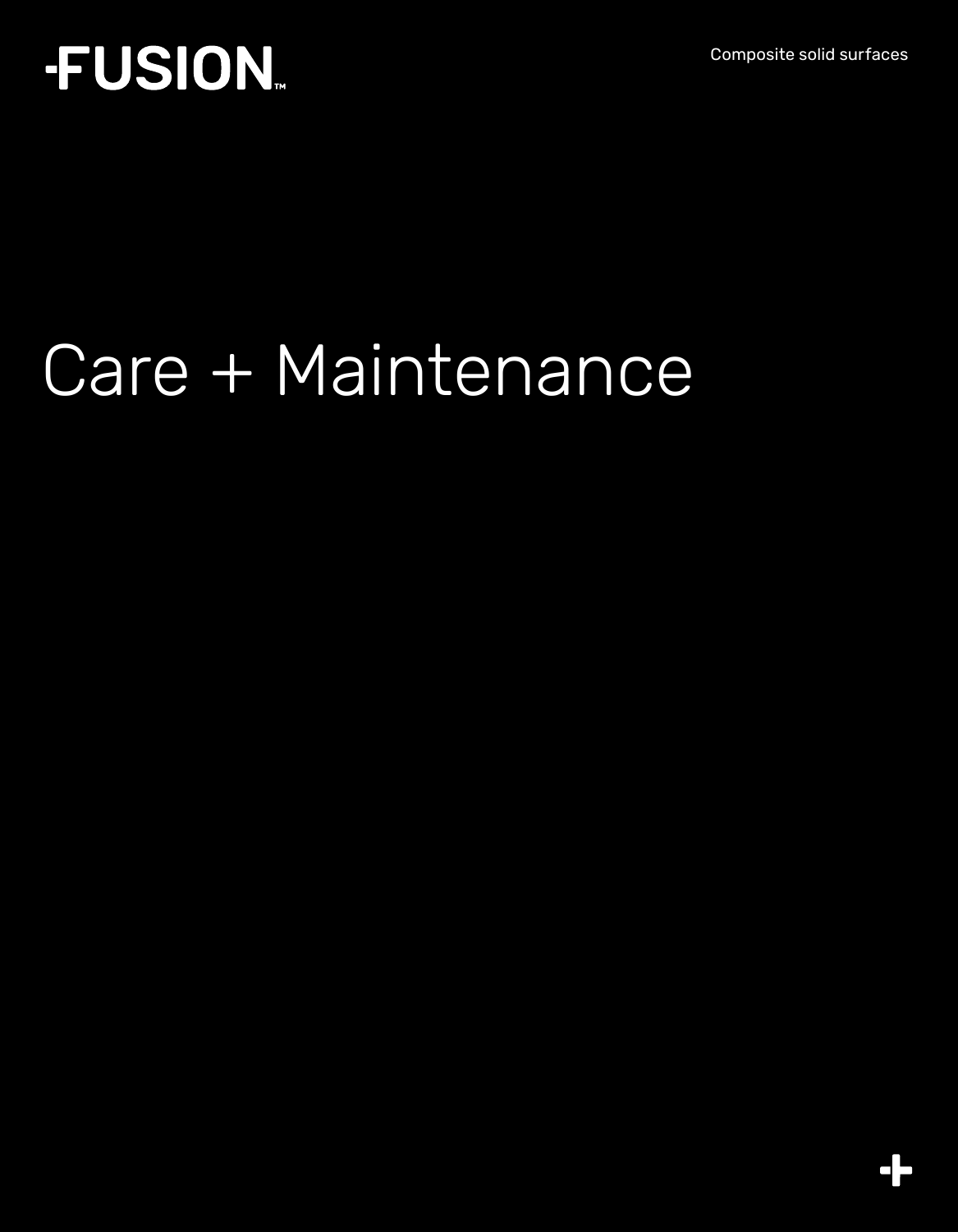FUSION™

Composite solid surfaces

# Care + Maintenance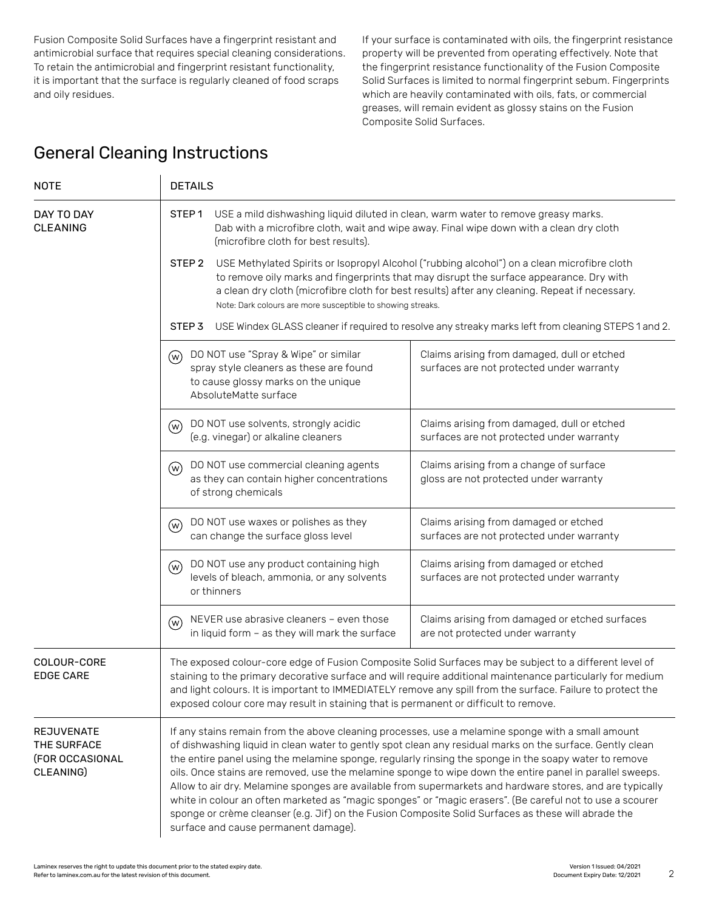Fusion Composite Solid Surfaces have a fingerprint resistant and antimicrobial surface that requires special cleaning considerations. To retain the antimicrobial and fingerprint resistant functionality, it is important that the surface is regularly cleaned of food scraps and oily residues.

If your surface is contaminated with oils, the fingerprint resistance property will be prevented from operating effectively. Note that the fingerprint resistance functionality of the Fusion Composite Solid Surfaces is limited to normal fingerprint sebum. Fingerprints which are heavily contaminated with oils, fats, or commercial greases, will remain evident as glossy stains on the Fusion Composite Solid Surfaces.

## General Cleaning Instructions

| NOTE | DETAILS | |
|---|---|---|
| DAY TO DAY CLEANING | STEP 1 USE a mild dishwashing liquid diluted in clean, warm water to remove greasy marks. Dab with a microfibre cloth, wait and wipe away. Final wipe down with a clean dry cloth (microfibre cloth for best results). | |
| | STEP 2 USE Methylated Spirits or Isopropyl Alcohol ("rubbing alcohol") on a clean microfibre cloth to remove oily marks and fingerprints that may disrupt the surface appearance. Dry with a clean dry cloth (microfibre cloth for best results) after any cleaning. Repeat if necessary. Note: Dark colours are more susceptible to showing streaks. | |
| | STEP 3 USE Windex GLASS cleaner if required to resolve any streaky marks left from cleaning STEPS 1 and 2. | |
| | (W) DO NOT use "Spray & Wipe" or similar spray style cleaners as these are found to cause glossy marks on the unique AbsoluteMatte surface | Claims arising from damaged, dull or etched surfaces are not protected under warranty |
| | (W) DO NOT use solvents, strongly acidic (e.g. vinegar) or alkaline cleaners | Claims arising from damaged, dull or etched surfaces are not protected under warranty |
| | (W) DO NOT use commercial cleaning agents as they can contain higher concentrations of strong chemicals | Claims arising from a change of surface gloss are not protected under warranty |
| | (W) DO NOT use waxes or polishes as they can change the surface gloss level | Claims arising from damaged or etched surfaces are not protected under warranty |
| | (W) DO NOT use any product containing high levels of bleach, ammonia, or any solvents or thinners | Claims arising from damaged or etched surfaces are not protected under warranty |
| | (W) NEVER use abrasive cleaners – even those in liquid form – as they will mark the surface | Claims arising from damaged or etched surfaces are not protected under warranty |
| COLOUR-CORE EDGE CARE | The exposed colour-core edge of Fusion Composite Solid Surfaces may be subject to a different level of staining to the primary decorative surface and will require additional maintenance particularly for medium and light colours. It is important to IMMEDIATELY remove any spill from the surface. Failure to protect the exposed colour core may result in staining that is permanent or difficult to remove. | |
| REJUVENATE THE SURFACE (FOR OCCASIONAL CLEANING) | If any stains remain from the above cleaning processes, use a melamine sponge with a small amount of dishwashing liquid in clean water to gently spot clean any residual marks on the surface. Gently clean the entire panel using the melamine sponge, regularly rinsing the sponge in the soapy water to remove oils. Once stains are removed, use the melamine sponge to wipe down the entire panel in parallel sweeps. Allow to air dry. Melamine sponges are available from supermarkets and hardware stores, and are typically white in colour an often marketed as "magic sponges" or "magic erasers". (Be careful not to use a scourer sponge or crème cleanser (e.g. Jif) on the Fusion Composite Solid Surfaces as these will abrade the surface and cause permanent damage). | |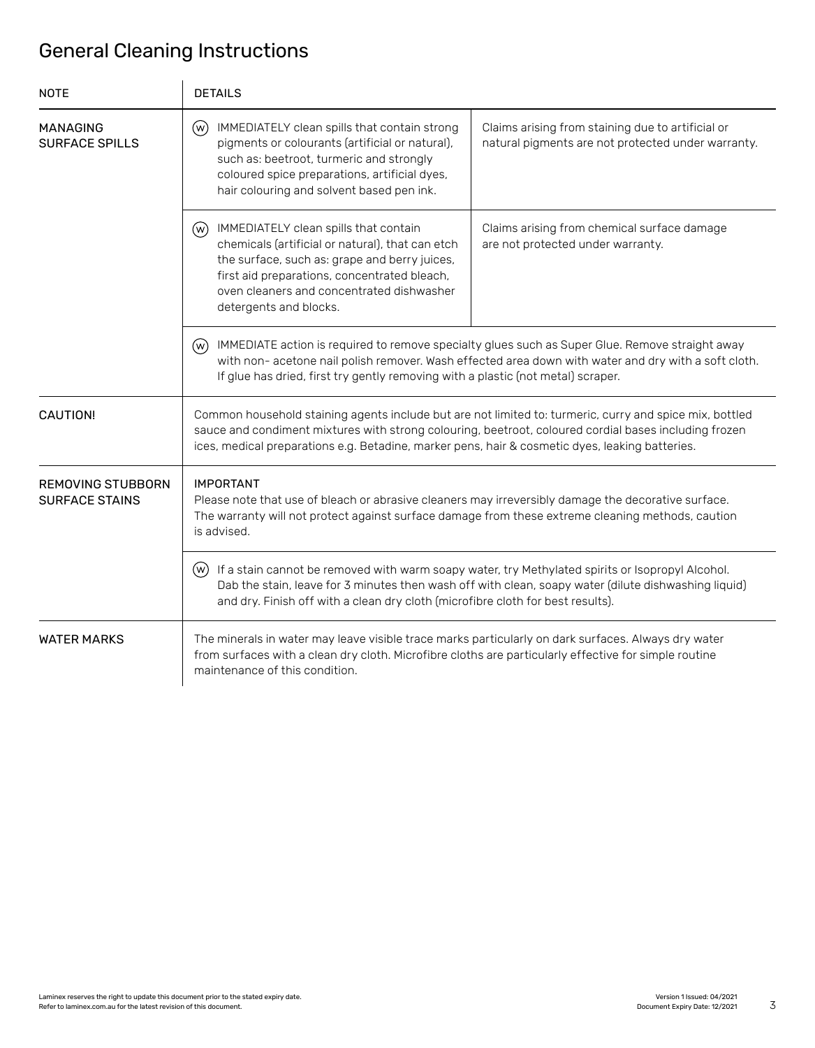# General Cleaning Instructions

| NOTE | DETAILS | |
|---|---|---|
| MANAGING SURFACE SPILLS | (W) IMMEDIATELY clean spills that contain strong pigments or colourants (artificial or natural), such as: beetroot, turmeric and strongly coloured spice preparations, artificial dyes, hair colouring and solvent based pen ink. | Claims arising from staining due to artificial or natural pigments are not protected under warranty. |
| | (W) IMMEDIATELY clean spills that contain chemicals (artificial or natural), that can etch the surface, such as: grape and berry juices, first aid preparations, concentrated bleach, oven cleaners and concentrated dishwasher detergents and blocks. | Claims arising from chemical surface damage are not protected under warranty. |
| | (W) IMMEDIATE action is required to remove specialty glues such as Super Glue. Remove straight away with non- acetone nail polish remover. Wash effected area down with water and dry with a soft cloth. If glue has dried, first try gently removing with a plastic (not metal) scraper. | |
| CAUTION! | Common household staining agents include but are not limited to: turmeric, curry and spice mix, bottled sauce and condiment mixtures with strong colouring, beetroot, coloured cordial bases including frozen ices, medical preparations e.g. Betadine, marker pens, hair & cosmetic dyes, leaking batteries. | |
| REMOVING STUBBORN SURFACE STAINS | IMPORTANT<br>Please note that use of bleach or abrasive cleaners may irreversibly damage the decorative surface. The warranty will not protect against surface damage from these extreme cleaning methods, caution is advised. | |
| | (W) If a stain cannot be removed with warm soapy water, try Methylated spirits or Isopropyl Alcohol. Dab the stain, leave for 3 minutes then wash off with clean, soapy water (dilute dishwashing liquid) and dry. Finish off with a clean dry cloth (microfibre cloth for best results). | |
| WATER MARKS | The minerals in water may leave visible trace marks particularly on dark surfaces. Always dry water from surfaces with a clean dry cloth. Microfibre cloths are particularly effective for simple routine maintenance of this condition. | |

Laminex reserves the right to update this document prior to the stated expiry date. Refer to laminex.com.au for the latest revision of this document.

Version 1 Issued: 04/2021
Document Expiry Date: 12/2021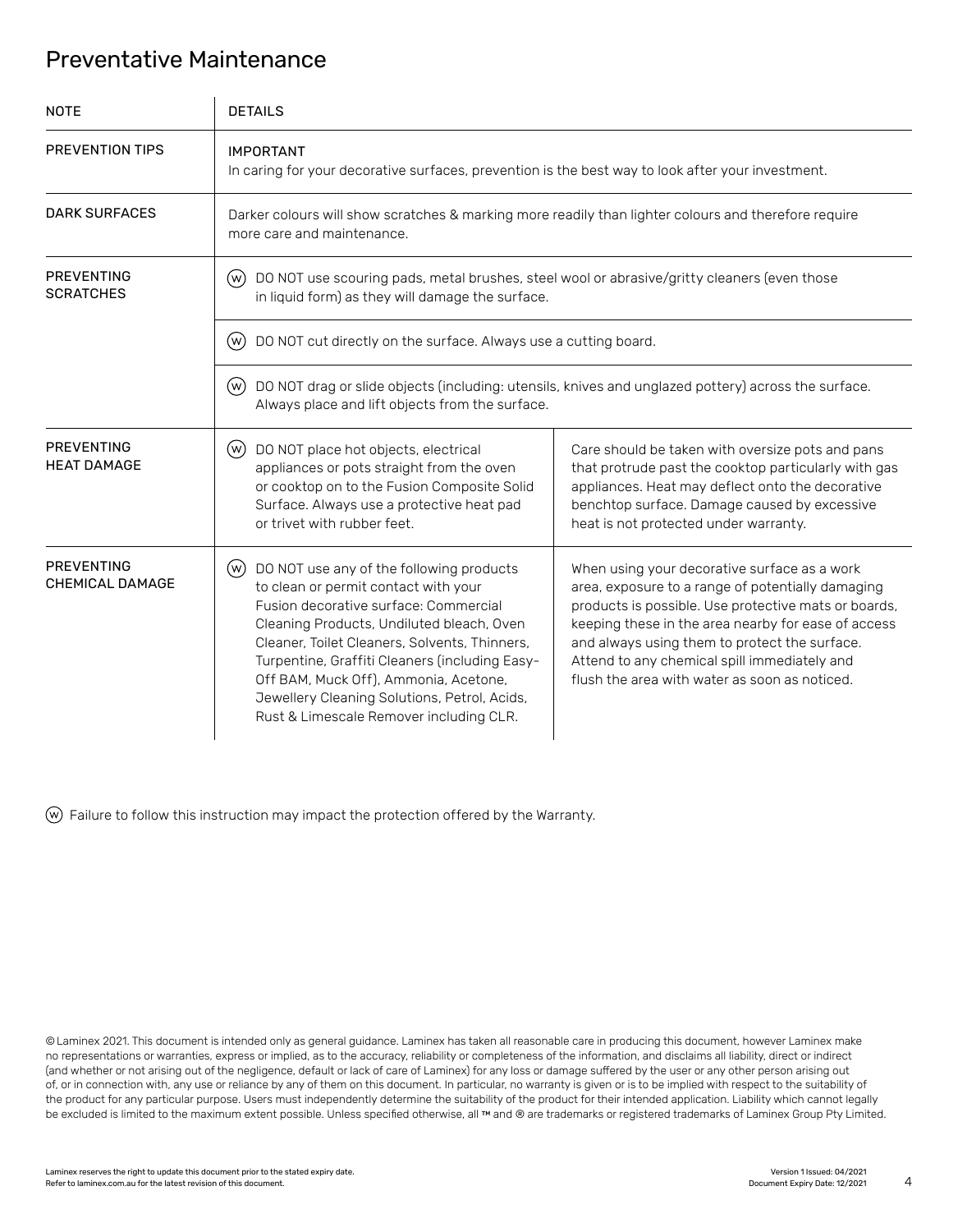# Preventative Maintenance

| NOTE | DETAILS | |
|---|---|---|
| PREVENTION TIPS | IMPORTANT<br>In caring for your decorative surfaces, prevention is the best way to look after your investment. | |
| DARK SURFACES | Darker colours will show scratches & marking more readily than lighter colours and therefore require more care and maintenance. | |
| PREVENTING SCRATCHES | (W) DO NOT use scouring pads, metal brushes, steel wool or abrasive/gritty cleaners (even those in liquid form) as they will damage the surface. | |
| | (W) DO NOT cut directly on the surface. Always use a cutting board. | |
| | (W) DO NOT drag or slide objects (including: utensils, knives and unglazed pottery) across the surface. Always place and lift objects from the surface. | |
| PREVENTING HEAT DAMAGE | (W) DO NOT place hot objects, electrical appliances or pots straight from the oven or cooktop on to the Fusion Composite Solid Surface. Always use a protective heat pad or trivet with rubber feet. | Care should be taken with oversize pots and pans that protrude past the cooktop particularly with gas appliances. Heat may deflect onto the decorative benchtop surface. Damage caused by excessive heat is not protected under warranty. |
| PREVENTING CHEMICAL DAMAGE | (W) DO NOT use any of the following products to clean or permit contact with your Fusion decorative surface: Commercial Cleaning Products, Undiluted bleach, Oven Cleaner, Toilet Cleaners, Solvents, Thinners, Turpentine, Graffiti Cleaners (including Easy-Off BAM, Muck Off), Ammonia, Acetone, Jewellery Cleaning Solutions, Petrol, Acids, Rust & Limescale Remover including CLR. | When using your decorative surface as a work area, exposure to a range of potentially damaging products is possible. Use protective mats or boards, keeping these in the area nearby for ease of access and always using them to protect the surface. Attend to any chemical spill immediately and flush the area with water as soon as noticed. |

(W) Failure to follow this instruction may impact the protection offered by the Warranty.

© Laminex 2021. This document is intended only as general guidance. Laminex has taken all reasonable care in producing this document, however Laminex make no representations or warranties, express or implied, as to the accuracy, reliability or completeness of the information, and disclaims all liability, direct or indirect (and whether or not arising out of the negligence, default or lack of care of Laminex) for any loss or damage suffered by the user or any other person arising out of, or in connection with, any use or reliance by any of them on this document. In particular, no warranty is given or is to be implied with respect to the suitability of the product for any particular purpose. Users must independently determine the suitability of the product for their intended application. Liability which cannot legally be excluded is limited to the maximum extent possible. Unless specified otherwise, all ™ and ® are trademarks or registered trademarks of Laminex Group Pty Limited.

Laminex reserves the right to update this document prior to the stated expiry date.
Refer to laminex.com.au for the latest revision of this document.

Version 1 Issued: 04/2021
Document Expiry Date: 12/2021